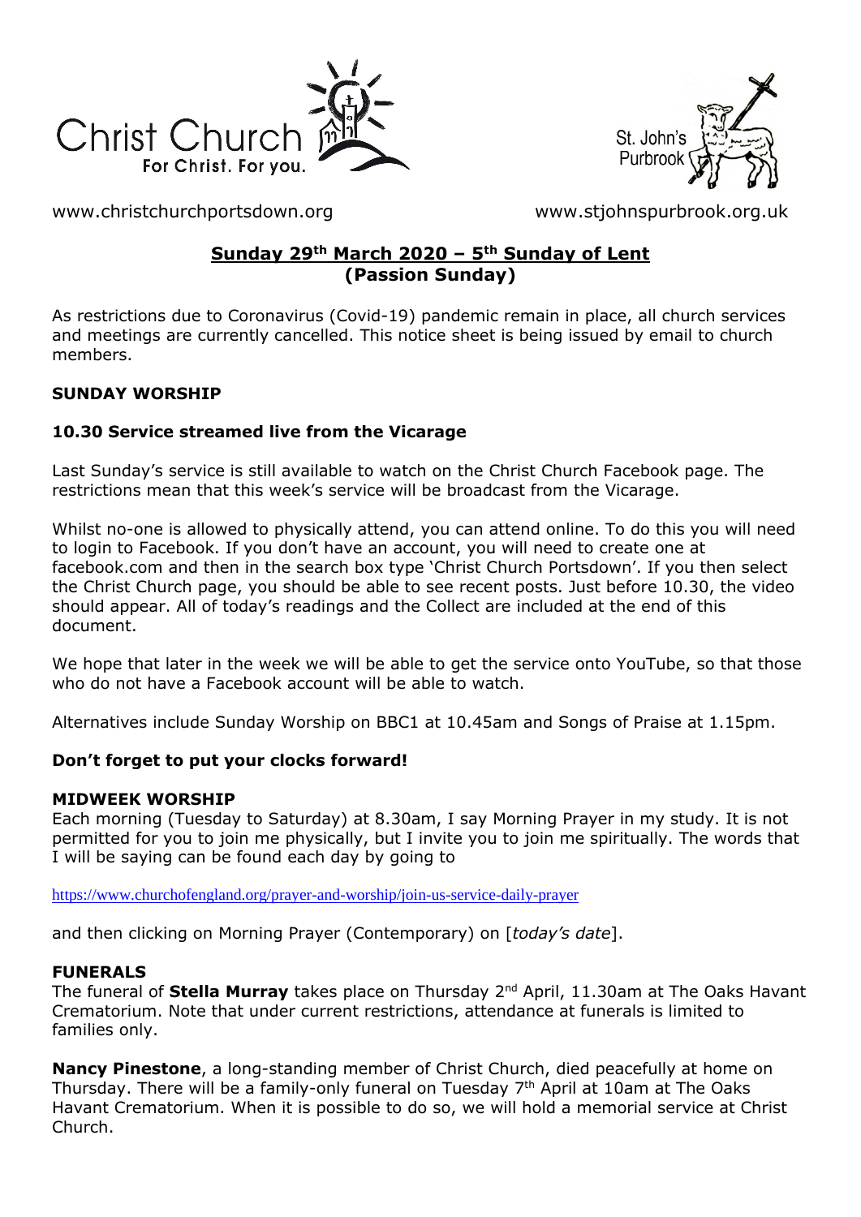Christ Church
For Christ. For you.

St. John's Purbrook

www.christchurchportsdown.org www.stjohnspurbrook.org.uk

## Sunday 29th March 2020 – 5th Sunday of Lent (Passion Sunday)

As restrictions due to Coronavirus (Covid-19) pandemic remain in place, all church services and meetings are currently cancelled. This notice sheet is being issued by email to church members.

### SUNDAY WORSHIP

### 10.30 Service streamed live from the Vicarage

Last Sunday's service is still available to watch on the Christ Church Facebook page. The restrictions mean that this week's service will be broadcast from the Vicarage.

Whilst no-one is allowed to physically attend, you can attend online. To do this you will need to login to Facebook. If you don't have an account, you will need to create one at facebook.com and then in the search box type 'Christ Church Portsdown'. If you then select the Christ Church page, you should be able to see recent posts. Just before 10.30, the video should appear. All of today's readings and the Collect are included at the end of this document.

We hope that later in the week we will be able to get the service onto YouTube, so that those who do not have a Facebook account will be able to watch.

Alternatives include Sunday Worship on BBC1 at 10.45am and Songs of Praise at 1.15pm.

**Don't forget to put your clocks forward!**

### MIDWEEK WORSHIP

Each morning (Tuesday to Saturday) at 8.30am, I say Morning Prayer in my study. It is not permitted for you to join me physically, but I invite you to join me spiritually. The words that I will be saying can be found each day by going to

https://www.churchofengland.org/prayer-and-worship/join-us-service-daily-prayer

and then clicking on Morning Prayer (Contemporary) on [*today's date*].

### FUNERALS

The funeral of **Stella Murray** takes place on Thursday 2nd April, 11.30am at The Oaks Havant Crematorium. Note that under current restrictions, attendance at funerals is limited to families only.

**Nancy Pinestone**, a long-standing member of Christ Church, died peacefully at home on Thursday. There will be a family-only funeral on Tuesday 7th April at 10am at The Oaks Havant Crematorium. When it is possible to do so, we will hold a memorial service at Christ Church.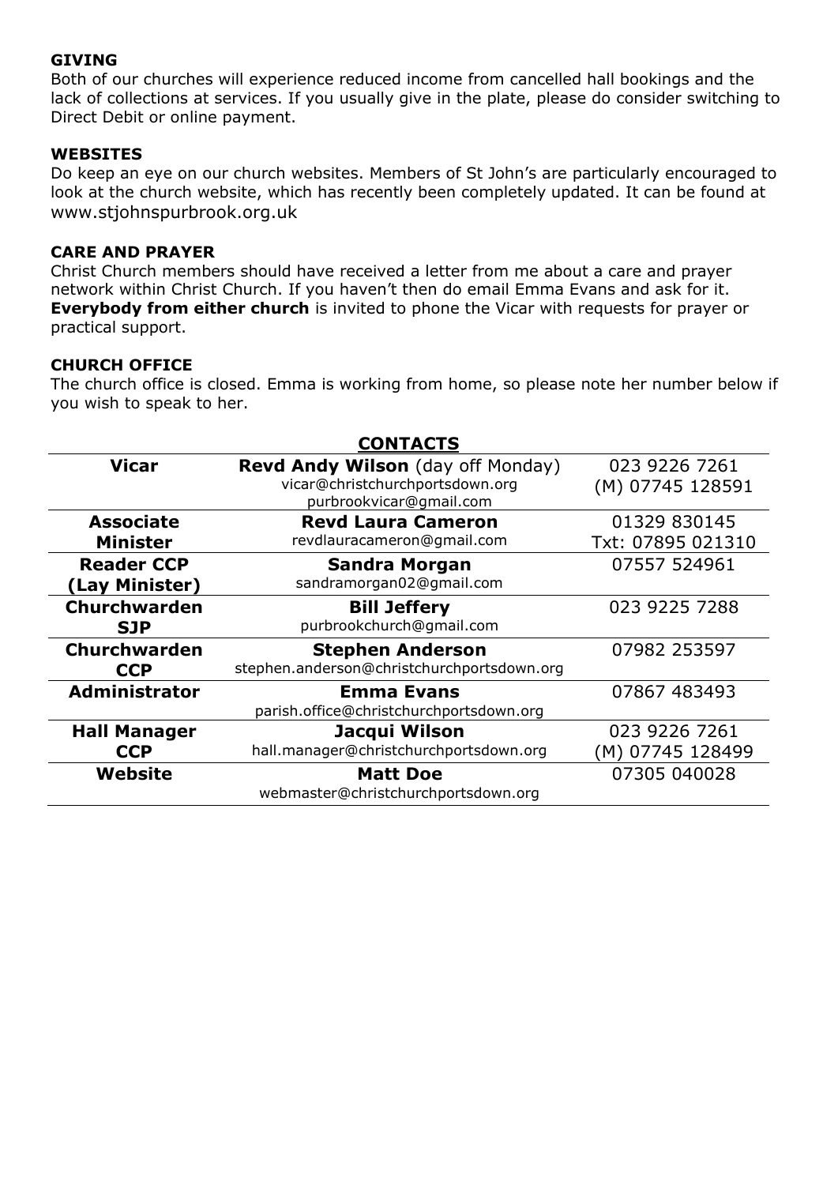## GIVING

Both of our churches will experience reduced income from cancelled hall bookings and the lack of collections at services. If you usually give in the plate, please do consider switching to Direct Debit or online payment.

## WEBSITES

Do keep an eye on our church websites. Members of St John's are particularly encouraged to look at the church website, which has recently been completely updated. It can be found at www.stjohnspurbrook.org.uk

## CARE AND PRAYER

Christ Church members should have received a letter from me about a care and prayer network within Christ Church. If you haven't then do email Emma Evans and ask for it. **Everybody from either church** is invited to phone the Vicar with requests for prayer or practical support.

## CHURCH OFFICE

The church office is closed. Emma is working from home, so please note her number below if you wish to speak to her.

## CONTACTS

| Role | Name | Phone |
|---|---|---|
| **Vicar** | **Revd Andy Wilson** (day off Monday)<br>vicar@christchurchportsdown.org<br>purbrookvicar@gmail.com | 023 9226 7261<br>(M) 07745 128591 |
| **Associate Minister** | **Revd Laura Cameron**<br>revdlauracameron@gmail.com | 01329 830145<br>Txt: 07895 021310 |
| **Reader CCP (Lay Minister)** | **Sandra Morgan**<br>sandramorgan02@gmail.com | 07557 524961 |
| **Churchwarden SJP** | **Bill Jeffery**<br>purbrookchurch@gmail.com | 023 9225 7288 |
| **Churchwarden CCP** | **Stephen Anderson**<br>stephen.anderson@christchurchportsdown.org | 07982 253597 |
| **Administrator** | **Emma Evans**<br>parish.office@christchurchportsdown.org | 07867 483493 |
| **Hall Manager CCP** | **Jacqui Wilson**<br>hall.manager@christchurchportsdown.org | 023 9226 7261<br>(M) 07745 128499 |
| **Website** | **Matt Doe**<br>webmaster@christchurchportsdown.org | 07305 040028 |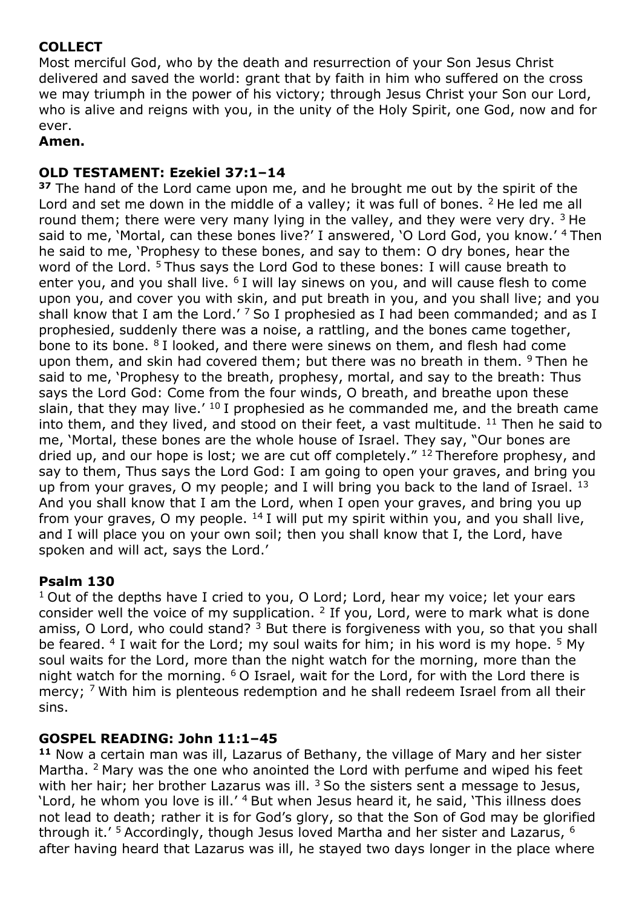## COLLECT

Most merciful God, who by the death and resurrection of your Son Jesus Christ delivered and saved the world: grant that by faith in him who suffered on the cross we may triumph in the power of his victory; through Jesus Christ your Son our Lord, who is alive and reigns with you, in the unity of the Holy Spirit, one God, now and for ever.

**Amen.**

## OLD TESTAMENT: Ezekiel 37:1–14

**37** The hand of the Lord came upon me, and he brought me out by the spirit of the Lord and set me down in the middle of a valley; it was full of bones. 2 He led me all round them; there were very many lying in the valley, and they were very dry. 3 He said to me, 'Mortal, can these bones live?' I answered, 'O Lord God, you know.' 4 Then he said to me, 'Prophesy to these bones, and say to them: O dry bones, hear the word of the Lord. 5 Thus says the Lord God to these bones: I will cause breath to enter you, and you shall live. 6 I will lay sinews on you, and will cause flesh to come upon you, and cover you with skin, and put breath in you, and you shall live; and you shall know that I am the Lord.' 7 So I prophesied as I had been commanded; and as I prophesied, suddenly there was a noise, a rattling, and the bones came together, bone to its bone. 8 I looked, and there were sinews on them, and flesh had come upon them, and skin had covered them; but there was no breath in them. 9 Then he said to me, 'Prophesy to the breath, prophesy, mortal, and say to the breath: Thus says the Lord God: Come from the four winds, O breath, and breathe upon these slain, that they may live.' 10 I prophesied as he commanded me, and the breath came into them, and they lived, and stood on their feet, a vast multitude. 11 Then he said to me, 'Mortal, these bones are the whole house of Israel. They say, "Our bones are dried up, and our hope is lost; we are cut off completely." 12 Therefore prophesy, and say to them, Thus says the Lord God: I am going to open your graves, and bring you up from your graves, O my people; and I will bring you back to the land of Israel. 13 And you shall know that I am the Lord, when I open your graves, and bring you up from your graves, O my people. 14 I will put my spirit within you, and you shall live, and I will place you on your own soil; then you shall know that I, the Lord, have spoken and will act, says the Lord.'

## Psalm 130

1 Out of the depths have I cried to you, O Lord; Lord, hear my voice; let your ears consider well the voice of my supplication. 2 If you, Lord, were to mark what is done amiss, O Lord, who could stand? 3 But there is forgiveness with you, so that you shall be feared. 4 I wait for the Lord; my soul waits for him; in his word is my hope. 5 My soul waits for the Lord, more than the night watch for the morning, more than the night watch for the morning. 6 O Israel, wait for the Lord, for with the Lord there is mercy; 7 With him is plenteous redemption and he shall redeem Israel from all their sins.

## GOSPEL READING: John 11:1–45

**11** Now a certain man was ill, Lazarus of Bethany, the village of Mary and her sister Martha. 2 Mary was the one who anointed the Lord with perfume and wiped his feet with her hair; her brother Lazarus was ill. 3 So the sisters sent a message to Jesus, 'Lord, he whom you love is ill.' 4 But when Jesus heard it, he said, 'This illness does not lead to death; rather it is for God's glory, so that the Son of God may be glorified through it.' 5 Accordingly, though Jesus loved Martha and her sister and Lazarus, 6 after having heard that Lazarus was ill, he stayed two days longer in the place where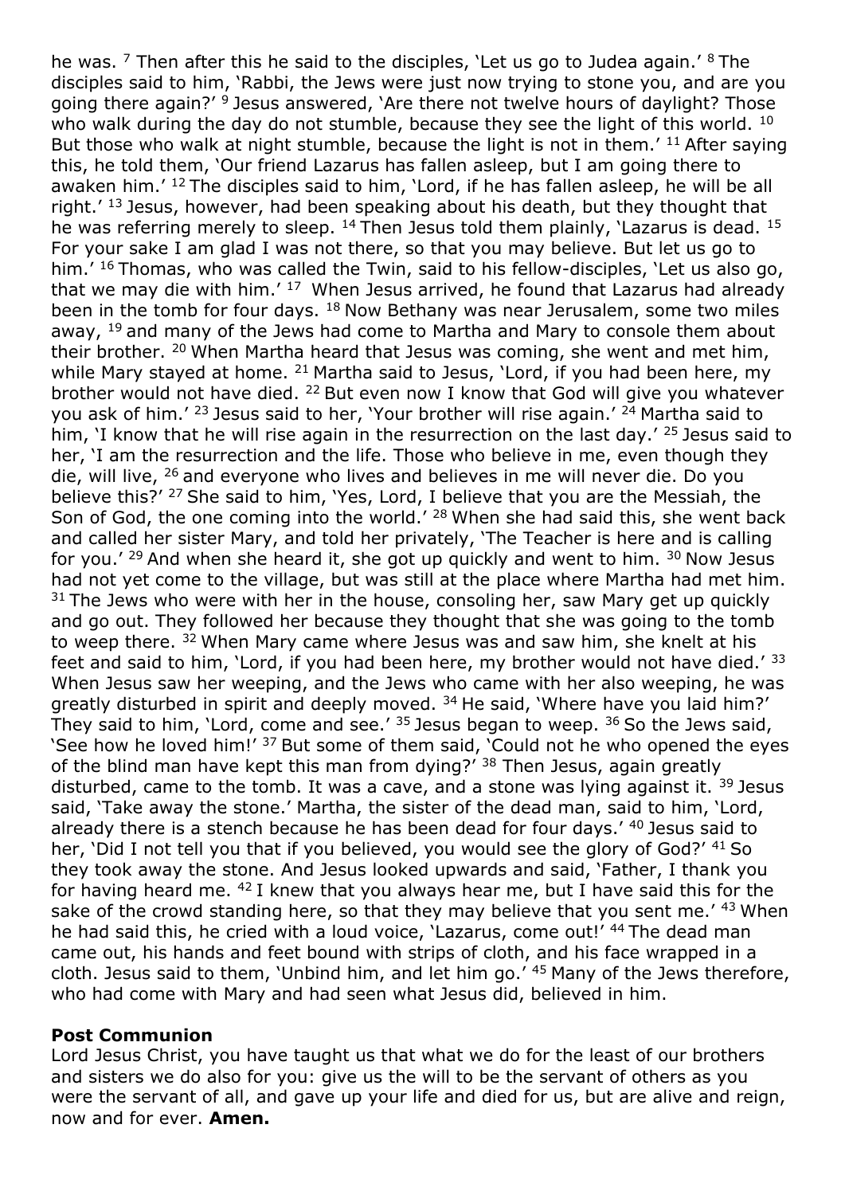he was. [7] Then after this he said to the disciples, 'Let us go to Judea again.' [8] The disciples said to him, 'Rabbi, the Jews were just now trying to stone you, and are you going there again?' [9] Jesus answered, 'Are there not twelve hours of daylight? Those who walk during the day do not stumble, because they see the light of this world. [10] But those who walk at night stumble, because the light is not in them.' [11] After saying this, he told them, 'Our friend Lazarus has fallen asleep, but I am going there to awaken him.' [12] The disciples said to him, 'Lord, if he has fallen asleep, he will be all right.' [13] Jesus, however, had been speaking about his death, but they thought that he was referring merely to sleep. [14] Then Jesus told them plainly, 'Lazarus is dead. [15] For your sake I am glad I was not there, so that you may believe. But let us go to him.' [16] Thomas, who was called the Twin, said to his fellow-disciples, 'Let us also go, that we may die with him.' [17] When Jesus arrived, he found that Lazarus had already been in the tomb for four days. [18] Now Bethany was near Jerusalem, some two miles away, [19] and many of the Jews had come to Martha and Mary to console them about their brother. [20] When Martha heard that Jesus was coming, she went and met him, while Mary stayed at home. [21] Martha said to Jesus, 'Lord, if you had been here, my brother would not have died. [22] But even now I know that God will give you whatever you ask of him.' [23] Jesus said to her, 'Your brother will rise again.' [24] Martha said to him, 'I know that he will rise again in the resurrection on the last day.' [25] Jesus said to her, 'I am the resurrection and the life. Those who believe in me, even though they die, will live, [26] and everyone who lives and believes in me will never die. Do you believe this?' [27] She said to him, 'Yes, Lord, I believe that you are the Messiah, the Son of God, the one coming into the world.' [28] When she had said this, she went back and called her sister Mary, and told her privately, 'The Teacher is here and is calling for you.' [29] And when she heard it, she got up quickly and went to him. [30] Now Jesus had not yet come to the village, but was still at the place where Martha had met him. [31] The Jews who were with her in the house, consoling her, saw Mary get up quickly and go out. They followed her because they thought that she was going to the tomb to weep there. [32] When Mary came where Jesus was and saw him, she knelt at his feet and said to him, 'Lord, if you had been here, my brother would not have died.' [33] When Jesus saw her weeping, and the Jews who came with her also weeping, he was greatly disturbed in spirit and deeply moved. [34] He said, 'Where have you laid him?' They said to him, 'Lord, come and see.' [35] Jesus began to weep. [36] So the Jews said, 'See how he loved him!' [37] But some of them said, 'Could not he who opened the eyes of the blind man have kept this man from dying?' [38] Then Jesus, again greatly disturbed, came to the tomb. It was a cave, and a stone was lying against it. [39] Jesus said, 'Take away the stone.' Martha, the sister of the dead man, said to him, 'Lord, already there is a stench because he has been dead for four days.' [40] Jesus said to her, 'Did I not tell you that if you believed, you would see the glory of God?' [41] So they took away the stone. And Jesus looked upwards and said, 'Father, I thank you for having heard me. [42] I knew that you always hear me, but I have said this for the sake of the crowd standing here, so that they may believe that you sent me.' [43] When he had said this, he cried with a loud voice, 'Lazarus, come out!' [44] The dead man came out, his hands and feet bound with strips of cloth, and his face wrapped in a cloth. Jesus said to them, 'Unbind him, and let him go.' [45] Many of the Jews therefore, who had come with Mary and had seen what Jesus did, believed in him.

**Post Communion**

Lord Jesus Christ, you have taught us that what we do for the least of our brothers and sisters we do also for you: give us the will to be the servant of others as you were the servant of all, and gave up your life and died for us, but are alive and reign, now and for ever. **Amen.**